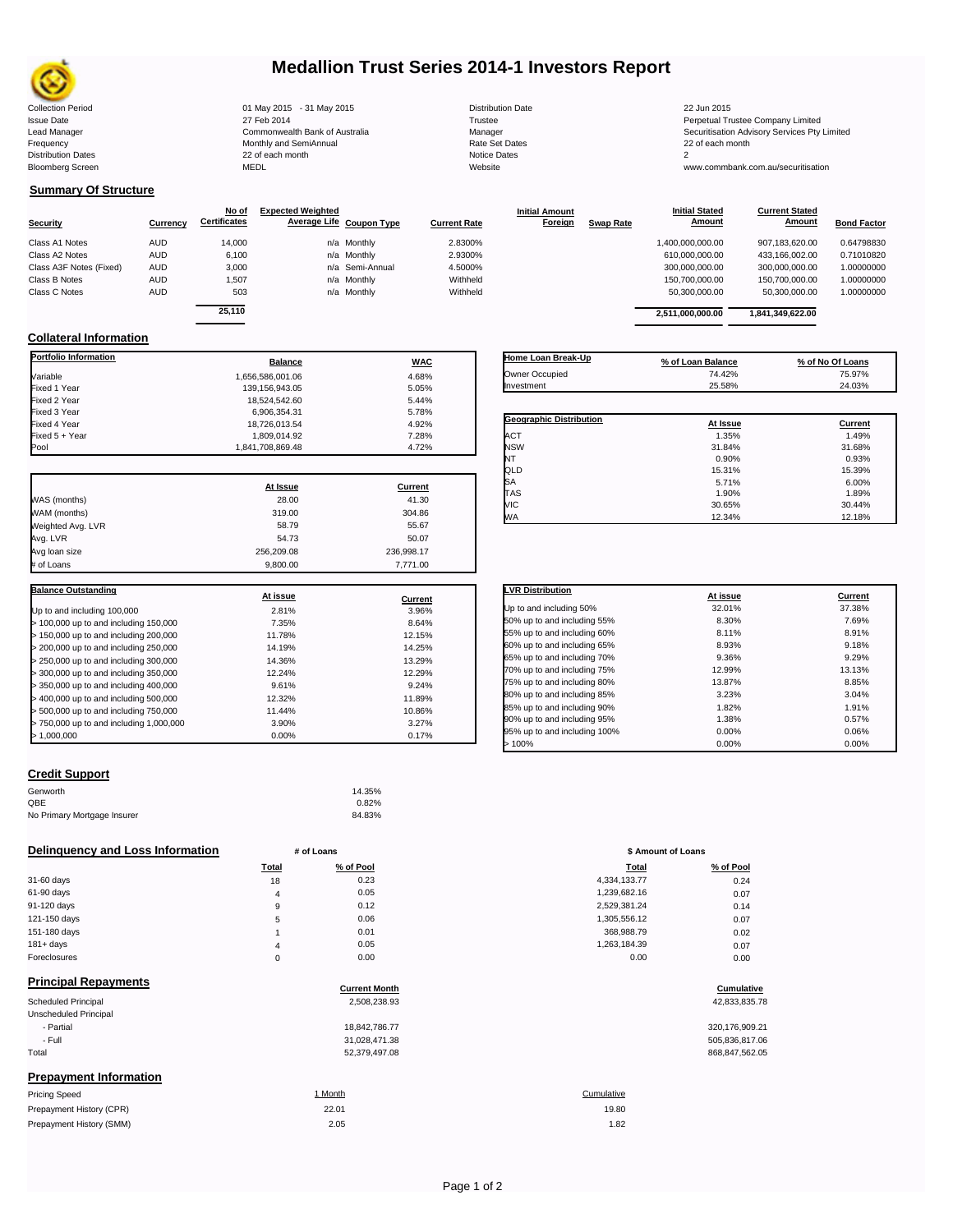# Medallion Trust Series 2014-1 Investors Report

| | | | |
|---|---|---|---|
| Collection Period | 01 May 2015 - 31 May 2015 | Distribution Date | 22 Jun 2015 |
| Issue Date | 27 Feb 2014 | Trustee | Perpetual Trustee Company Limited |
| Lead Manager | Commonwealth Bank of Australia | Manager | Securitisation Advisory Services Pty Limited |
| Frequency | Monthly and SemiAnnual | Rate Set Dates | 22 of each month |
| Distribution Dates | 22 of each month | Notice Dates | 2 |
| Bloomberg Screen | MEDL | Website | www.commbank.com.au/securitisation |

## Summary Of Structure

| Security | Currency | No of Certificates | Expected Weighted Average Life | Coupon Type | Current Rate | Initial Amount Foreign | Swap Rate | Initial Stated Amount | Current Stated Amount | Bond Factor |
|---|---|---|---|---|---|---|---|---|---|---|
| Class A1 Notes | AUD | 14,000 | n/a | Monthly | 2.8300% | | | 1,400,000,000.00 | 907,183,620.00 | 0.64798830 |
| Class A2 Notes | AUD | 6,100 | n/a | Monthly | 2.9300% | | | 610,000,000.00 | 433,166,002.00 | 0.71010820 |
| Class A3F Notes (Fixed) | AUD | 3,000 | n/a | Semi-Annual | 4.5000% | | | 300,000,000.00 | 300,000,000.00 | 1.00000000 |
| Class B Notes | AUD | 1,507 | n/a | Monthly | Withheld | | | 150,700,000.00 | 150,700,000.00 | 1.00000000 |
| Class C Notes | AUD | 503 | n/a | Monthly | Withheld | | | 50,300,000.00 | 50,300,000.00 | 1.00000000 |
| | | 25,110 | | | | | | 2,511,000,000.00 | 1,841,349,622.00 | |

## Collateral Information

| Portfolio Information | Balance | WAC |
|---|---|---|
| Variable | 1,656,586,001.06 | 4.68% |
| Fixed 1 Year | 139,156,943.05 | 5.05% |
| Fixed 2 Year | 18,524,542.60 | 5.44% |
| Fixed 3 Year | 6,906,354.31 | 5.78% |
| Fixed 4 Year | 18,726,013.54 | 4.92% |
| Fixed 5 + Year | 1,809,014.92 | 7.28% |
| Pool | 1,841,708,869.48 | 4.72% |

| | At Issue | Current |
|---|---|---|
| WAS (months) | 28.00 | 41.30 |
| WAM (months) | 319.00 | 304.86 |
| Weighted Avg. LVR | 58.79 | 55.67 |
| Avg. LVR | 54.73 | 50.07 |
| Avg loan size | 256,209.08 | 236,998.17 |
| # of Loans | 9,800.00 | 7,771.00 |

| Balance Outstanding | At issue | Current |
|---|---|---|
| Up to and including 100,000 | 2.81% | 3.96% |
| > 100,000 up to and including 150,000 | 7.35% | 8.64% |
| > 150,000 up to and including 200,000 | 11.78% | 12.15% |
| > 200,000 up to and including 250,000 | 14.19% | 14.25% |
| > 250,000 up to and including 300,000 | 14.36% | 13.29% |
| > 300,000 up to and including 350,000 | 12.24% | 12.29% |
| > 350,000 up to and including 400,000 | 9.61% | 9.24% |
| > 400,000 up to and including 500,000 | 12.32% | 11.89% |
| > 500,000 up to and including 750,000 | 11.44% | 10.86% |
| > 750,000 up to and including 1,000,000 | 3.90% | 3.27% |
| > 1,000,000 | 0.00% | 0.17% |

| Home Loan Break-Up | % of Loan Balance | % of No Of Loans |
|---|---|---|
| Owner Occupied | 74.42% | 75.97% |
| Investment | 25.58% | 24.03% |

| Geographic Distribution | At Issue | Current |
|---|---|---|
| ACT | 1.35% | 1.49% |
| NSW | 31.84% | 31.68% |
| NT | 0.90% | 0.93% |
| QLD | 15.31% | 15.39% |
| SA | 5.71% | 6.00% |
| TAS | 1.90% | 1.89% |
| VIC | 30.65% | 30.44% |
| WA | 12.34% | 12.18% |

| LVR Distribution | At issue | Current |
|---|---|---|
| Up to and including 50% | 32.01% | 37.38% |
| 50% up to and including 55% | 8.30% | 7.69% |
| 55% up to and including 60% | 8.11% | 8.91% |
| 60% up to and including 65% | 8.93% | 9.18% |
| 65% up to and including 70% | 9.36% | 9.29% |
| 70% up to and including 75% | 12.99% | 13.13% |
| 75% up to and including 80% | 13.87% | 8.85% |
| 80% up to and including 85% | 3.23% | 3.04% |
| 85% up to and including 90% | 1.82% | 1.91% |
| 90% up to and including 95% | 1.38% | 0.57% |
| 95% up to and including 100% | 0.00% | 0.06% |
| > 100% | 0.00% | 0.00% |

## Credit Support

| | |
|---|---|
| Genworth | 14.35% |
| QBE | 0.82% |
| No Primary Mortgage Insurer | 84.83% |

## Delinquency and Loss Information

| | # of Loans Total | # of Loans % of Pool | $ Amount of Loans Total | $ Amount of Loans % of Pool |
|---|---|---|---|---|
| 31-60 days | 18 | 0.23 | 4,334,133.77 | 0.24 |
| 61-90 days | 4 | 0.05 | 1,239,682.16 | 0.07 |
| 91-120 days | 9 | 0.12 | 2,529,381.24 | 0.14 |
| 121-150 days | 5 | 0.06 | 1,305,556.12 | 0.07 |
| 151-180 days | 1 | 0.01 | 368,988.79 | 0.02 |
| 181+ days | 4 | 0.05 | 1,263,184.39 | 0.07 |
| Foreclosures | 0 | 0.00 | 0.00 | 0.00 |

## Principal Repayments

| | Current Month | Cumulative |
|---|---|---|
| Scheduled Principal | 2,508,238.93 | 42,833,835.78 |
| Unscheduled Principal | | |
| - Partial | 18,842,786.77 | 320,176,909.21 |
| - Full | 31,028,471.38 | 505,836,817.06 |
| Total | 52,379,497.08 | 868,847,562.05 |

## Prepayment Information

| Pricing Speed | 1 Month | Cumulative |
|---|---|---|
| Prepayment History (CPR) | 22.01 | 19.80 |
| Prepayment History (SMM) | 2.05 | 1.82 |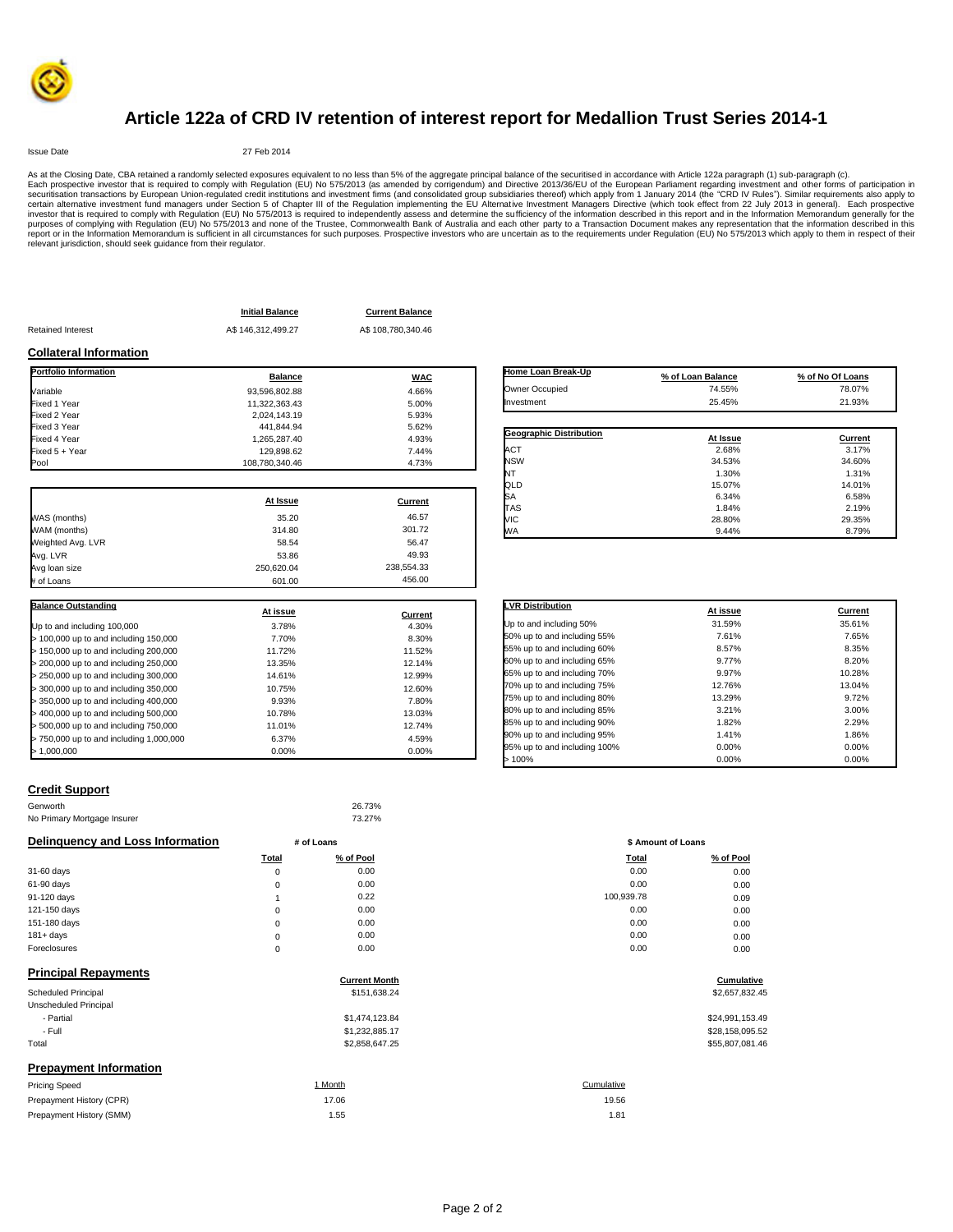# Article 122a of CRD IV retention of interest report for Medallion Trust Series 2014-1

Issue Date 27 Feb 2014

As at the Closing Date, CBA retained a randomly selected exposures equivalent to no less than 5% of the aggregate principal balance of the securitised in accordance with Article 122a paragraph (1) sub-paragraph (c). Each prospective investor that is required to comply with Regulation (EU) No 575/2013 (as amended by corrigendum) and Directive 2013/36/EU of the European Parliament regarding investment and other forms of participation in securitisation transactions by European Union-regulated credit institutions and investment firms (and consolidated group subsidiaries thereof) which apply from 1 January 2014 (the "CRD IV Rules"). Similar requirements also apply to certain alternative investment fund managers under Section 5 of Chapter III of the Regulation implementing the EU Alternative Investment Managers Directive (which took effect from 22 July 2013 in general). Each prospective investor that is required to comply with Regulation (EU) No 575/2013 is required to independently assess and determine the sufficiency of the information described in this report and in the Information Memorandum generally for the purposes of complying with Regulation (EU) No 575/2013 and none of the Trustee, Commonwealth Bank of Australia and each other party to a Transaction Document makes any representation that the information described in this report or in the Information Memorandum is sufficient in all circumstances for such purposes. Prospective investors who are uncertain as to the requirements under Regulation (EU) No 575/2013 which apply to them in respect of their relevant jurisdiction, should seek guidance from their regulator.

| | Initial Balance | Current Balance |
|---|---|---|
| Retained Interest | A$ 146,312,499.27 | A$ 108,780,340.46 |

## Collateral Information

| Portfolio Information | Balance | WAC |
|---|---|---|
| Variable | 93,596,802.88 | 4.66% |
| Fixed 1 Year | 11,322,363.43 | 5.00% |
| Fixed 2 Year | 2,024,143.19 | 5.93% |
| Fixed 3 Year | 441,844.94 | 5.62% |
| Fixed 4 Year | 1,265,287.40 | 4.93% |
| Fixed 5 + Year | 129,898.62 | 7.44% |
| Pool | 108,780,340.46 | 4.73% |

| | At Issue | Current |
|---|---|---|
| WAS (months) | 35.20 | 46.57 |
| WAM (months) | 314.80 | 301.72 |
| Weighted Avg. LVR | 58.54 | 56.47 |
| Avg. LVR | 53.86 | 49.93 |
| Avg loan size | 250,620.04 | 238,554.33 |
| # of Loans | 601.00 | 456.00 |

| Balance Outstanding | At issue | Current |
|---|---|---|
| Up to and including 100,000 | 3.78% | 4.30% |
| > 100,000 up to and including 150,000 | 7.70% | 8.30% |
| > 150,000 up to and including 200,000 | 11.72% | 11.52% |
| > 200,000 up to and including 250,000 | 13.35% | 12.14% |
| > 250,000 up to and including 300,000 | 14.61% | 12.99% |
| > 300,000 up to and including 350,000 | 10.75% | 12.60% |
| > 350,000 up to and including 400,000 | 9.93% | 7.80% |
| > 400,000 up to and including 500,000 | 10.78% | 13.03% |
| > 500,000 up to and including 750,000 | 11.01% | 12.74% |
| > 750,000 up to and including 1,000,000 | 6.37% | 4.59% |
| > 1,000,000 | 0.00% | 0.00% |

| Home Loan Break-Up | % of Loan Balance | % of No Of Loans |
|---|---|---|
| Owner Occupied | 74.55% | 78.07% |
| Investment | 25.45% | 21.93% |

| Geographic Distribution | At Issue | Current |
|---|---|---|
| ACT | 2.68% | 3.17% |
| NSW | 34.53% | 34.60% |
| NT | 1.30% | 1.31% |
| QLD | 15.07% | 14.01% |
| SA | 6.34% | 6.58% |
| TAS | 1.84% | 2.19% |
| VIC | 28.80% | 29.35% |
| WA | 9.44% | 8.79% |

| LVR Distribution | At issue | Current |
|---|---|---|
| Up to and including 50% | 31.59% | 35.61% |
| 50% up to and including 55% | 7.61% | 7.65% |
| 55% up to and including 60% | 8.57% | 8.35% |
| 60% up to and including 65% | 9.77% | 8.20% |
| 65% up to and including 70% | 9.97% | 10.28% |
| 70% up to and including 75% | 12.76% | 13.04% |
| 75% up to and including 80% | 13.29% | 9.72% |
| 80% up to and including 85% | 3.21% | 3.00% |
| 85% up to and including 90% | 1.82% | 2.29% |
| 90% up to and including 95% | 1.41% | 1.86% |
| 95% up to and including 100% | 0.00% | 0.00% |
| > 100% | 0.00% | 0.00% |

## Credit Support

| | |
|---|---|
| Genworth | 26.73% |
| No Primary Mortgage Insurer | 73.27% |

## Delinquency and Loss Information

| | # of Loans | | $ Amount of Loans | |
|---|---|---|---|---|
| | Total | % of Pool | Total | % of Pool |
| 31-60 days | 0 | 0.00 | 0.00 | 0.00 |
| 61-90 days | 0 | 0.00 | 0.00 | 0.00 |
| 91-120 days | 1 | 0.22 | 100,939.78 | 0.09 |
| 121-150 days | 0 | 0.00 | 0.00 | 0.00 |
| 151-180 days | 0 | 0.00 | 0.00 | 0.00 |
| 181+ days | 0 | 0.00 | 0.00 | 0.00 |
| Foreclosures | 0 | 0.00 | 0.00 | 0.00 |

## Principal Repayments

| | Current Month | Cumulative |
|---|---|---|
| Scheduled Principal | $151,638.24 | $2,657,832.45 |
| Unscheduled Principal | | |
| - Partial | $1,474,123.84 | $24,991,153.49 |
| - Full | $1,232,885.17 | $28,158,095.52 |
| Total | $2,858,647.25 | $55,807,081.46 |

## Prepayment Information

| Pricing Speed | 1 Month | Cumulative |
|---|---|---|
| Prepayment History (CPR) | 17.06 | 19.56 |
| Prepayment History (SMM) | 1.55 | 1.81 |